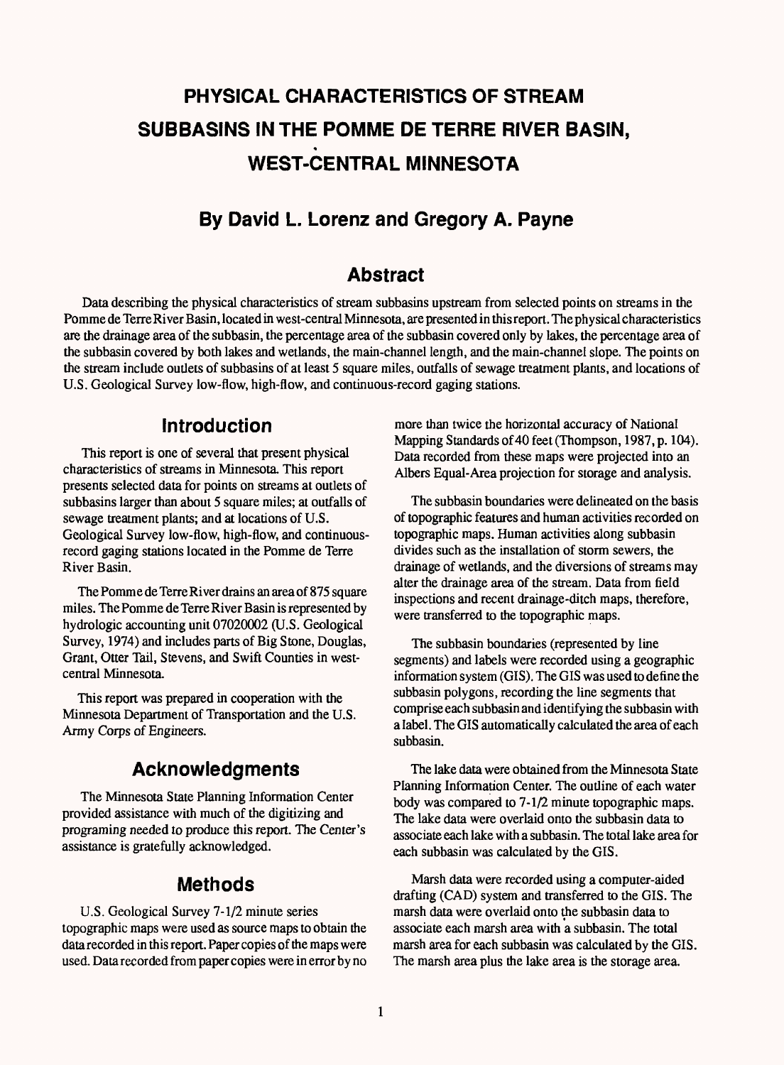# PHYSICAL CHARACTERISTICS OF STREAM SUBBASINS IN THE POMME DE TERRE RIVER BASIN, WEST-CENTRAL MINNESOTA

## By David L. Lorenz and Gregory A. Payne

## Abstract

Data describing the physical characteristics of stream subbasins upstream from selected points on streams in the Pomme de Terre River Basin, located in west-central Minnesota, are presented in this report. The physical characteristics are the drainage area of the subbasin, the percentage area of the subbasin covered only by lakes, the percentage area of the subbasin covered by both lakes and wetlands, the main-channel length, and the main-channel slope. The points on the stream include outlets of subbasins of at least 5 square miles, outfalls of sewage treatment plants, and locations of U.S. Geological Survey low-flow, high-flow, and continuous-record gaging stations.

## Introduction

This report is one of several that present physical characteristics of streams in Minnesota. This report presents selected data for points on streams at outlets of subbasins larger than about 5 square miles; at outfalls of sewage treatment plants; and at locations of U.S. Geological Survey low-flow, high-flow, and continuous-record gaging stations located in the Pomme de Terre River Basin.

The Pomme de Terre River drains an area of 875 square miles. The Pomme de Terre River Basin is represented by hydrologic accounting unit 07020002 (U.S. Geological Survey, 1974) and includes parts of Big Stone, Douglas, Grant, Otter Tail, Stevens, and Swift Counties in west-central Minnesota.

This report was prepared in cooperation with the Minnesota Department of Transportation and the U.S. Army Corps of Engineers.

## Acknowledgments

The Minnesota State Planning Information Center provided assistance with much of the digitizing and programing needed to produce this report. The Center's assistance is gratefully acknowledged.

## Methods

U.S. Geological Survey 7-1/2 minute series topographic maps were used as source maps to obtain the data recorded in this report. Paper copies of the maps were used. Data recorded from paper copies were in error by no more than twice the horizontal accuracy of National Mapping Standards of 40 feet (Thompson, 1987, p. 104). Data recorded from these maps were projected into an Albers Equal-Area projection for storage and analysis.

The subbasin boundaries were delineated on the basis of topographic features and human activities recorded on topographic maps. Human activities along subbasin divides such as the installation of storm sewers, the drainage of wetlands, and the diversions of streams may alter the drainage area of the stream. Data from field inspections and recent drainage-ditch maps, therefore, were transferred to the topographic maps.

The subbasin boundaries (represented by line segments) and labels were recorded using a geographic information system (GIS). The GIS was used to define the subbasin polygons, recording the line segments that comprise each subbasin and identifying the subbasin with a label. The GIS automatically calculated the area of each subbasin.

The lake data were obtained from the Minnesota State Planning Information Center. The outline of each water body was compared to 7-1/2 minute topographic maps. The lake data were overlaid onto the subbasin data to associate each lake with a subbasin. The total lake area for each subbasin was calculated by the GIS.

Marsh data were recorded using a computer-aided drafting (CAD) system and transferred to the GIS. The marsh data were overlaid onto the subbasin data to associate each marsh area with a subbasin. The total marsh area for each subbasin was calculated by the GIS. The marsh area plus the lake area is the storage area.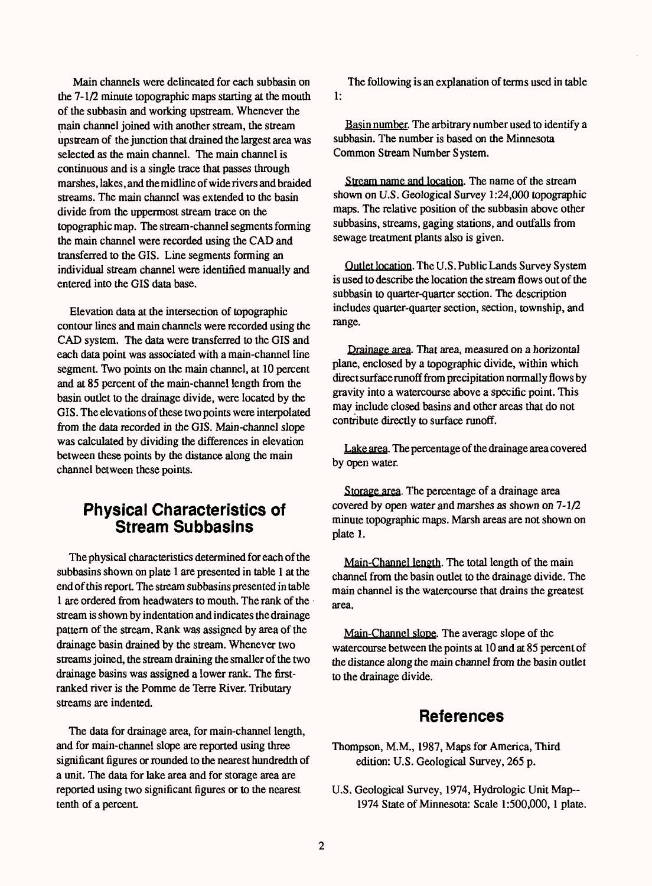Main channels were delineated for each subbasin on the 7-1/2 minute topographic maps starting at the mouth of the subbasin and working upstream. Whenever the main channel joined with another stream, the stream upstream of the junction that drained the largest area was selected as the main channel. The main channel is continuous and is a single trace that passes through marshes, lakes, and the midline of wide rivers and braided streams. The main channel was extended to the basin divide from the uppermost stream trace on the topographic map. The stream-channel segments forming the main channel were recorded using the CAD and transferred to the GIS. Line segments forming an individual stream channel were identified manually and entered into the GIS data base.

Elevation data at the intersection of topographic contour lines and main channels were recorded using the CAD system. The data were transferred to the GIS and each data point was associated with a main-channel line segment. Two points on the main channel, at 10 percent and at 85 percent of the main-channel length from the basin outlet to the drainage divide, were located by the GIS. The elevations of these two points were interpolated from the data recorded in the GIS. Main-channel slope was calculated by dividing the differences in elevation between these points by the distance along the main channel between these points.

## Physical Characteristics of Stream Subbasins

The physical characteristics determined for each of the subbasins shown on plate 1 are presented in table 1 at the end of this report. The stream subbasins presented in table 1 are ordered from headwaters to mouth. The rank of the stream is shown by indentation and indicates the drainage pattern of the stream. Rank was assigned by area of the drainage basin drained by the stream. Whenever two streams joined, the stream draining the smaller of the two drainage basins was assigned a lower rank. The first-ranked river is the Pomme de Terre River. Tributary streams are indented.

The data for drainage area, for main-channel length, and for main-channel slope are reported using three significant figures or rounded to the nearest hundredth of a unit. The data for lake area and for storage area are reported using two significant figures or to the nearest tenth of a percent.

The following is an explanation of terms used in table 1:

Basin number. The arbitrary number used to identify a subbasin. The number is based on the Minnesota Common Stream Number System.

Stream name and location. The name of the stream shown on U.S. Geological Survey 1:24,000 topographic maps. The relative position of the subbasin above other subbasins, streams, gaging stations, and outfalls from sewage treatment plants also is given.

Outlet location. The U.S. Public Lands Survey System is used to describe the location the stream flows out of the subbasin to quarter-quarter section. The description includes quarter-quarter section, section, township, and range.

Drainage area. That area, measured on a horizontal plane, enclosed by a topographic divide, within which direct surface runoff from precipitation normally flows by gravity into a watercourse above a specific point. This may include closed basins and other areas that do not contribute directly to surface runoff.

Lake area. The percentage of the drainage area covered by open water.

Storage area. The percentage of a drainage area covered by open water and marshes as shown on 7-1/2 minute topographic maps. Marsh areas are not shown on plate 1.

Main-Channel length. The total length of the main channel from the basin outlet to the drainage divide. The main channel is the watercourse that drains the greatest area.

Main-Channel slope. The average slope of the watercourse between the points at 10 and at 85 percent of the distance along the main channel from the basin outlet to the drainage divide.

## References

Thompson, M.M., 1987, Maps for America, Third edition: U.S. Geological Survey, 265 p.

U.S. Geological Survey, 1974, Hydrologic Unit Map-- 1974 State of Minnesota: Scale 1:500,000, 1 plate.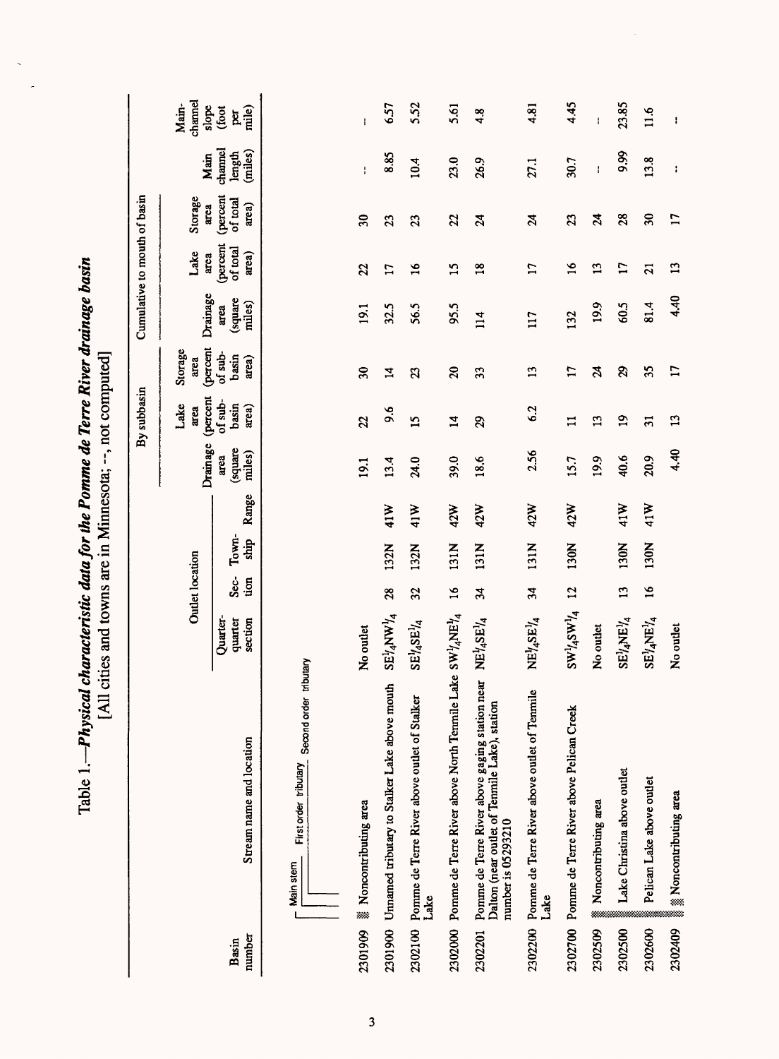# Table 1.—*Physical characteristic data for the Pomme de Terre River drainage basin*

[All cities and towns are in Minnesota; --, not computed]

Main stem — First order tributary — Second order tributary

| Basin number | Stream name and location | Outlet location | | | | By subbasin | | | Cumulative to mouth of basin | | | | |
|---|---|---|---|---|---|---|---|---|---|---|---|---|---|
| | | Quarter-quarter section | Section | Township | Range | Drainage area (square miles) | Lake area (percent of subbasin area) | Storage area (percent of subbasin area) | Drainage area (square miles) | Lake area (percent of total area) | Storage area (percent of total area) | Main channel length (miles) | Main-channel slope (foot per mile) |
| 2301909 | Noncontributing area | No outlet | | | | 19.1 | 22 | 30 | 19.1 | 22 | 30 | -- | -- |
| 2301900 | Unnamed tributary to Stalker Lake above mouth | SE¼NW¼ | 28 | 132N | 41W | 13.4 | 9.6 | 14 | 32.5 | 17 | 23 | 8.85 | 6.57 |
| 2302100 | Pomme de Terre River above outlet of Stalker Lake | SE¼SE¼ | 32 | 132N | 41W | 24.0 | 15 | 23 | 56.5 | 16 | 23 | 10.4 | 5.52 |
| 2302000 | Pomme de Terre River above North Tenmile Lake | SW¼NE¼ | 16 | 131N | 42W | 39.0 | 14 | 20 | 95.5 | 15 | 22 | 23.0 | 5.61 |
| 2302201 | Pomme de Terre River above gaging station near Dalton (near outlet of Tenmile Lake), station number is 05293210 | NE¼SE¼ | 34 | 131N | 42W | 18.6 | 29 | 33 | 114 | 18 | 24 | 26.9 | 4.8 |
| 2302200 | Pomme de Terre River above outlet of Tenmile Lake | NE¼SE¼ | 34 | 131N | 42W | 2.56 | 6.2 | 13 | 117 | 17 | 24 | 27.1 | 4.81 |
| 2302700 | Pomme de Terre River above Pelican Creek | SW¼SW¼ | 12 | 130N | 42W | 15.7 | 11 | 17 | 132 | 16 | 23 | 30.7 | 4.45 |
| 2302509 | Noncontributing area | No outlet | | | | 19.9 | 13 | 24 | 19.9 | 13 | 24 | -- | -- |
| 2302500 | Lake Christina above outlet | SE¼NE¼ | 13 | 130N | 41W | 40.6 | 19 | 29 | 60.5 | 17 | 28 | 9.99 | 23.85 |
| 2302600 | Pelican Lake above outlet | SE¼NE¼ | 16 | 130N | 41W | 20.9 | 31 | 35 | 81.4 | 21 | 30 | 13.8 | 11.6 |
| 2302409 | Noncontributing area | No outlet | | | | 4.40 | 13 | 17 | 4.40 | 13 | 17 | -- | -- |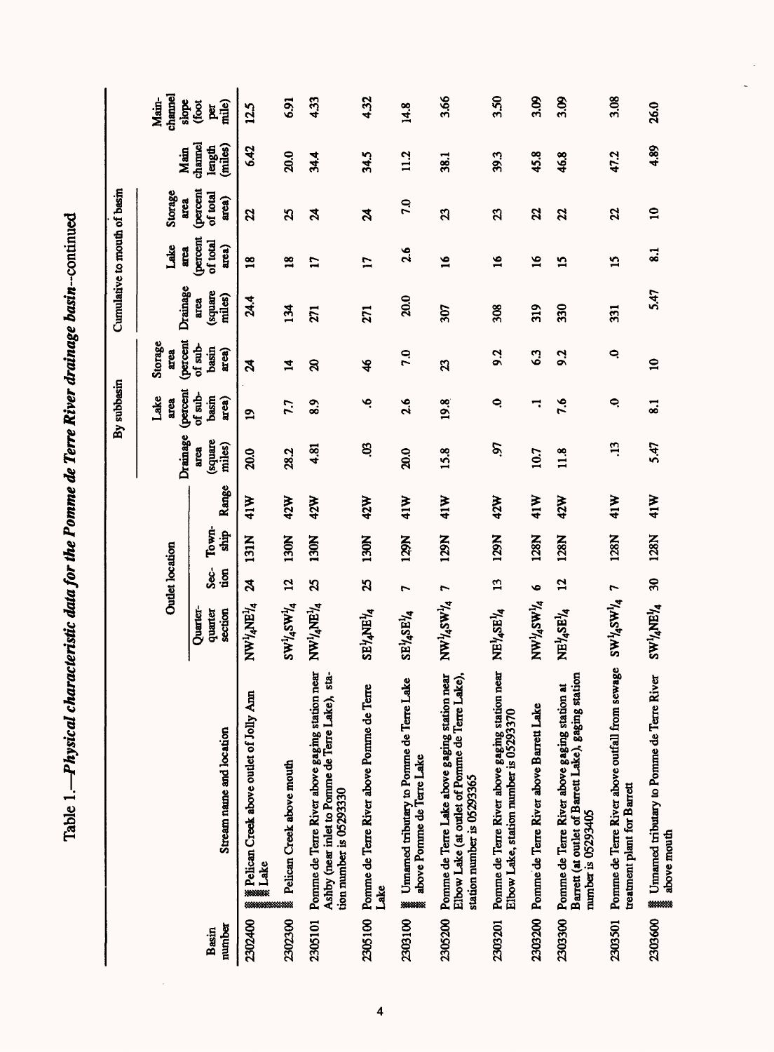Table 1.—*Physical characteristic data for the Pomme de Terre River drainage basin*--continued

| Basin number | Stream name and location | Outlet location | | | | By subbasin | | | Cumulative to mouth of basin | | | | | |
|---|---|---|---|---|---|---|---|---|---|---|---|---|---|---|
| | | Quarter-quarter section | Section | Township | Range | Drainage area (square miles) | Lake area (percent of sub-basin area) | Storage area (percent of sub-basin area) | Drainage area (square miles) | Lake area (percent of total area) | Storage area (percent of total area) | Main channel length (miles) | Main-channel slope (foot per mile) |
| 2302400 | Pelican Creek above outlet of Jolly Ann Lake | NW¼NE¼ | 24 | 131N | 41W | 20.0 | 19 | 24 | 24.4 | 18 | 22 | 6.42 | 12.5 |
| 2302300 | Pelican Creek above mouth | SW¼SW¼ | 12 | 130N | 42W | 28.2 | 7.7 | 14 | 134 | 18 | 25 | 20.0 | 6.91 |
| 2305101 | Pomme de Terre River above gaging station near Ashby (near inlet to Pomme de Terre Lake), station number is 05293330 | NW¼NE¼ | 25 | 130N | 42W | 4.81 | 8.9 | 20 | 271 | 17 | 24 | 34.4 | 4.33 |
| 2305100 | Pomme de Terre River above Pomme de Terre Lake | SE¼NE¼ | 25 | 130N | 42W | .03 | .6 | 46 | 271 | 17 | 24 | 34.5 | 4.32 |
| 2303100 | Unnamed tributary to Pomme de Terre Lake above Pomme de Terre Lake | SE¼SE¼ | 7 | 129N | 41W | 20.0 | 2.6 | 7.0 | 20.0 | 2.6 | 7.0 | 11.2 | 14.8 |
| 2305200 | Pomme de Terre Lake above gaging station near Elbow Lake (at outlet of Pomme de Terre Lake), station number is 05293365 | NW¼SW¼ | 7 | 129N | 41W | 15.8 | 19.8 | 23 | 307 | 16 | 23 | 38.1 | 3.66 |
| 2303201 | Pomme de Terre River above gaging station near Elbow Lake, station number is 05293370 | NE¼SE¼ | 13 | 129N | 42W | .97 | .0 | 9.2 | 308 | 16 | 23 | 39.3 | 3.50 |
| 2303200 | Pomme de Terre River above Barrett Lake | NW¼SW¼ | 6 | 128N | 41W | 10.7 | .1 | 6.3 | 319 | 16 | 22 | 45.8 | 3.09 |
| 2303300 | Pomme de Terre River above gaging station at Barrett (at outlet of Barrett Lake), gaging station number is 05293405 | NE¼SE¼ | 12 | 128N | 42W | 11.8 | 7.6 | 9.2 | 330 | 15 | 22 | 46.8 | 3.09 |
| 2303501 | Pomme de Terre River above outfall from sewage treatment plant for Barrett | SW¼SW¼ | 7 | 128N | 41W | .13 | .0 | .0 | 331 | 15 | 22 | 47.2 | 3.08 |
| 2303600 | Unnamed tributary to Pomme de Terre River above mouth | SW¼NE¼ | 30 | 128N | 41W | 5.47 | 8.1 | 10 | 5.47 | 8.1 | 10 | 4.89 | 26.0 |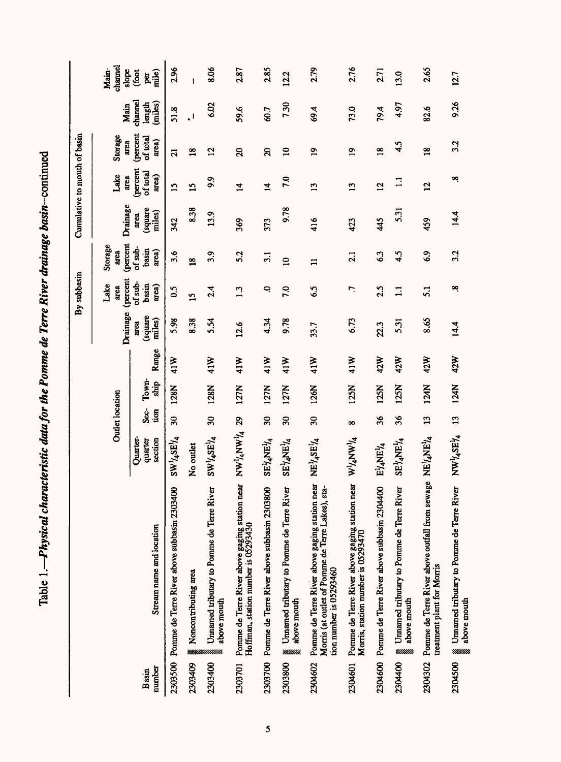Table 1.—*Physical characteristic data for the Pomme de Terre River drainage basin*--continued

| Basin number | Stream name and location | Outlet location | | | | By subbasin | | | Cumulative to mouth of basin | | | | |
|---|---|---|---|---|---|---|---|---|---|---|---|---|---|
| | | Quarter-quarter section | Section | Township | Range | Drainage area (square miles) | Lake area (percent of subbasin area) | Storage area (percent of subbasin area) | Drainage area (square miles) | Lake area (percent of total area) | Storage area (percent of total area) | Main channel length (miles) | Main-channel slope (foot per mile) |
| 2303500 | Pomme de Terre River above subbasin 2303400 | SW¼SE¼ | 30 | 128N | 41W | 5.98 | 0.5 | 3.6 | 342 | 15 | 21 | 51.8 | 2.96 |
| 2303409 | Noncontributing area | No outlet | | | | 8.38 | 15 | 18 | 8.38 | 15 | 18 | -- | -- |
| 2303400 | Unnamed tributary to Pomme de Terre River above mouth | SW¼SE¼ | 30 | 128N | 41W | 5.54 | 2.4 | 3.9 | 13.9 | 9.9 | 12 | 6.02 | 8.06 |
| 2303701 | Pomme de Terre River above gaging station near Hoffman, station number is 05293430 | NW¼NW¼ | 29 | 127N | 41W | 12.6 | 1.3 | 5.2 | 369 | 14 | 20 | 59.6 | 2.87 |
| 2303700 | Pomme de Terre River above subbasin 2303800 | SE¼NE¼ | 30 | 127N | 41W | 4.34 | .0 | 3.1 | 373 | 14 | 20 | 60.7 | 2.85 |
| 2303800 | Unnamed tributary to Pomme de Terre River above mouth | SE¼NE¼ | 30 | 127N | 41W | 9.78 | 7.0 | 10 | 9.78 | 7.0 | 10 | 7.30 | 12.2 |
| 2304602 | Pomme de Terre River above gaging station near Morris (at outlet of Pomme de Terre Lakes), station number is 05293460 | NE¼SE¼ | 30 | 126N | 41W | 33.7 | 6.5 | 11 | 416 | 13 | 19 | 69.4 | 2.79 |
| 2304601 | Pomme de Terre River above gaging station near Morris, station number is 05293470 | W¼NW¼ | 8 | 125N | 41W | 6.73 | .7 | 2.1 | 423 | 13 | 19 | 73.0 | 2.76 |
| 2304600 | Pomme de Terre River above subbasin 2304400 | E¼NE¼ | 36 | 125N | 42W | 22.3 | 2.5 | 6.3 | 445 | 12 | 18 | 79.4 | 2.71 |
| 2304400 | Unnamed tributary to Pomme de Terre River above mouth | SE¼NE¼ | 36 | 125N | 42W | 5.31 | 1.1 | 4.5 | 5.31 | 1.1 | 4.5 | 4.97 | 13.0 |
| 2304302 | Pomme de Terre River above outfall from sewage treatment plant for Morris | NE¼NE¼ | 13 | 124N | 42W | 8.65 | 5.1 | 6.9 | 459 | 12 | 18 | 82.6 | 2.65 |
| 2304500 | Unnamed tributary to Pomme de Terre River above mouth | NW¼SE¼ | 13 | 124N | 42W | 14.4 | .8 | 3.2 | 14.4 | .8 | 3.2 | 9.26 | 12.7 |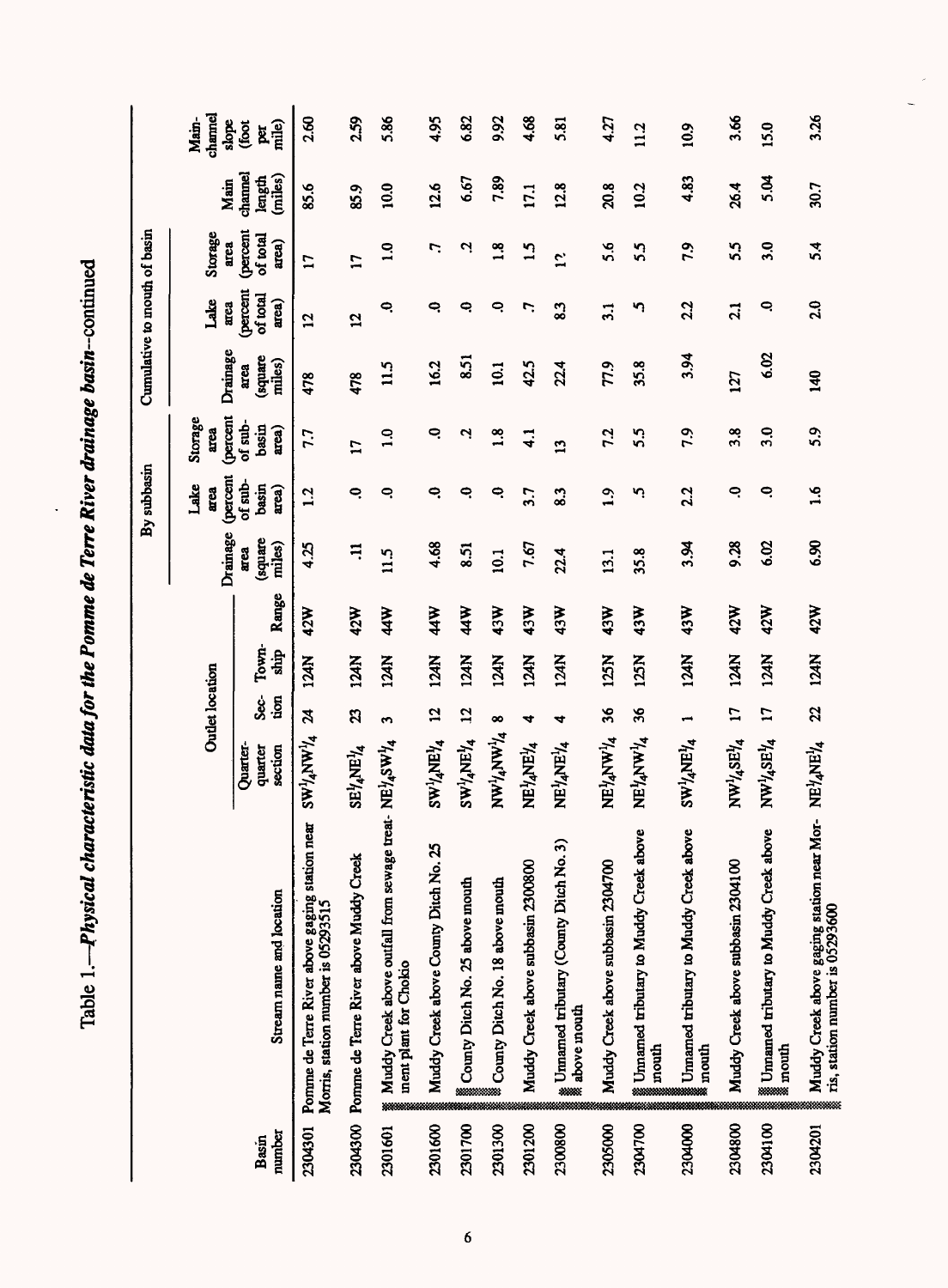Table 1.—*Physical characteristic data for the Pomme de Terre River drainage basin*--continued

| Basin number | Stream name and location | Outlet location | | | | By subbasin | | | Cumulative to mouth of basin | | | Main channel length (miles) | Main-channel slope (foot per mile) |
|---|---|---|---|---|---|---|---|---|---|---|---|---|---|
| | | Quarter-quarter section | Sec-tion | Town-ship | Range | Drainage area (square miles) | Lake area (percent of sub-basin area) | Storage area (percent of sub-basin area) | Drainage area (square miles) | Lake area (percent of total area) | Storage area (percent of total area) | | |
| 2304301 | Pomme de Terre River above gaging station near Morris, station number is 05293515 | SW¼NW¼ | 24 | 124N | 42W | 4.25 | 1.2 | 7.7 | 478 | 12 | 17 | 85.6 | 2.60 |
| 2304300 | Pomme de Terre River above Muddy Creek | SE¼NE¼ | 23 | 124N | 42W | .11 | .0 | 17 | 478 | 12 | 17 | 85.9 | 2.59 |
| 2301601 | Muddy Creek above outfall from sewage treatment plant for Chokio | NE¼SW¼ | 3 | 124N | 44W | 11.5 | .0 | 1.0 | 11.5 | .0 | 1.0 | 10.0 | 5.86 |
| 2301600 | Muddy Creek above County Ditch No. 25 | SW¼NE¼ | 12 | 124N | 44W | 4.68 | .0 | .0 | 16.2 | .0 | .7 | 12.6 | 4.95 |
| 2301700 | County Ditch No. 25 above mouth | SW¼NE¼ | 12 | 124N | 44W | 8.51 | .0 | .2 | 8.51 | .0 | .2 | 6.67 | 6.82 |
| 2301300 | County Ditch No. 18 above mouth | NW¼NW¼ | 8 | 124N | 43W | 10.1 | .0 | 1.8 | 10.1 | .0 | 1.8 | 7.89 | 9.92 |
| 2301200 | Muddy Creek above subbasin 2300800 | NE¼NE¼ | 4 | 124N | 43W | 7.67 | 3.7 | 4.1 | 42.5 | .7 | 1.5 | 17.1 | 4.68 |
| 2300800 | Unnamed tributary (County Ditch No. 3) above mouth | NE¼NE¼ | 4 | 124N | 43W | 22.4 | 8.3 | 13 | 22.4 | 8.3 | 13 | 12.8 | 5.81 |
| 2305000 | Muddy Creek above subbasin 2304700 | NE¼NW¼ | 36 | 125N | 43W | 13.1 | 1.9 | 7.2 | 77.9 | 3.1 | 5.6 | 20.8 | 4.27 |
| 2304700 | Unnamed tributary to Muddy Creek above mouth | NE¼NW¼ | 36 | 125N | 43W | 35.8 | .5 | 5.5 | 35.8 | .5 | 5.5 | 10.2 | 11.2 |
| 2304000 | Unnamed tributary to Muddy Creek above mouth | SW¼NE¼ | 1 | 124N | 43W | 3.94 | 2.2 | 7.9 | 3.94 | 2.2 | 7.9 | 4.83 | 10.9 |
| 2304800 | Muddy Creek above subbasin 2304100 | NW¼SE¼ | 17 | 124N | 42W | 9.28 | .0 | 3.8 | 127 | 2.1 | 5.5 | 26.4 | 3.66 |
| 2304100 | Unnamed tributary to Muddy Creek above mouth | NW¼SE¼ | 17 | 124N | 42W | 6.02 | .0 | 3.0 | 6.02 | .0 | 3.0 | 5.04 | 15.0 |
| 2304201 | Muddy Creek above gaging station near Morris, station number is 05293600 | NE¼NE¼ | 22 | 124N | 42W | 6.90 | 1.6 | 5.9 | 140 | 2.0 | 5.4 | 30.7 | 3.26 |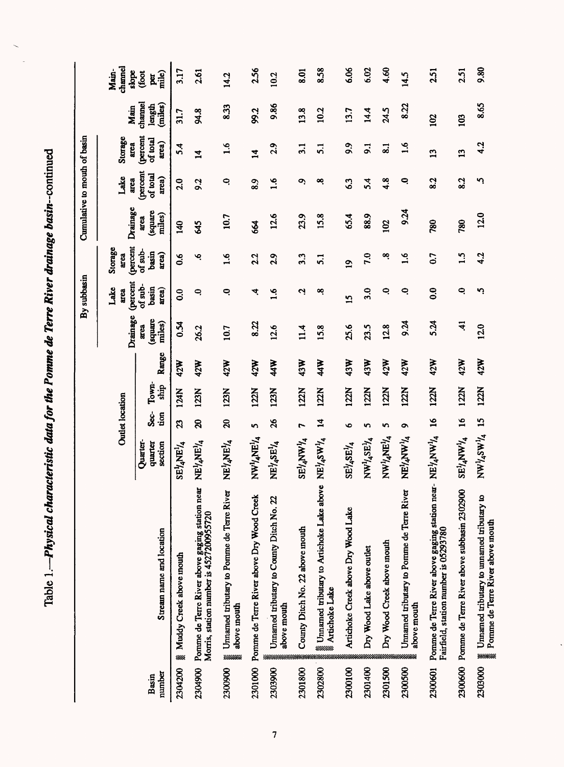Table 1.—*Physical characteristic data for the Pomme de Terre River drainage basin*—continued

| Basin number | Stream name and location | Outlet location | | | | By subbasin | | | Cumulative to mouth of basin | | | | | |
|---|---|---|---|---|---|---|---|---|---|---|---|---|---|---|
| | | Quarter-quarter section | Section | Township | Range | Drainage area (square miles) | Lake area (percent of sub-basin area) | Storage area (percent of sub-basin area) | Drainage area (square miles) | Lake area (percent of total area) | Storage area (percent of total area) | Main channel length (miles) | Main-channel slope (foot per mile) |
| 2304200 | Muddy Creek above mouth | SE¼NE¼ | 23 | 124N | 42W | 0.54 | 0.0 | 0.6 | 140 | 2.0 | 5.4 | 31.7 | 3.17 |
| 2304900 | Pomme de Terre River above gaging station near Morris, station number is 452720095720 | NE¼NE¼ | 20 | 123N | 42W | 26.2 | .0 | .6 | 645 | 9.2 | 14 | 94.8 | 2.61 |
| 2300900 | Unnamed tributary to Pomme de Terre River above mouth | NE¼NE¼ | 20 | 123N | 42W | 10.7 | .0 | 1.6 | 10.7 | .0 | 1.6 | 8.33 | 14.2 |
| 2301000 | Pomme de Terre River above Dry Wood Creek | NW¼NE¼ | 5 | 122N | 42W | 8.22 | .4 | 2.2 | 664 | 8.9 | 14 | 99.2 | 2.56 |
| 2303900 | Unnamed tributary to County Ditch No. 22 above mouth | NE¼SE¼ | 26 | 123N | 44W | 12.6 | 1.6 | 2.9 | 12.6 | 1.6 | 2.9 | 9.86 | 10.2 |
| 2301800 | County Ditch No. 22 above mouth | SE¼NW¼ | 7 | 122N | 43W | 11.4 | .2 | 3.3 | 23.9 | .9 | 3.1 | 13.8 | 8.01 |
| 2302800 | Unnamed tributary to Artichoke Lake above Artichoke Lake | NE¼SW¼ | 14 | 122N | 44W | 15.8 | .8 | 5.1 | 15.8 | .8 | 5.1 | 10.2 | 8.58 |
| 2300100 | Artichoke Creek above Dry Wood Lake | SE¼SE¼ | 6 | 122N | 43W | 25.6 | 15 | 19 | 65.4 | 6.3 | 9.9 | 13.7 | 6.06 |
| 2301400 | Dry Wood Lake above outlet | NW¼SE¼ | 5 | 122N | 43W | 23.5 | 3.0 | 7.0 | 88.9 | 5.4 | 9.1 | 14.4 | 6.02 |
| 2301500 | Dry Wood Creek above mouth | NW¼NE¼ | 5 | 122N | 42W | 12.8 | .0 | .8 | 102 | 4.8 | 8.1 | 24.5 | 4.60 |
| 2300500 | Unnamed tributary to Pomme de Terre River above mouth | NE¼NW¼ | 9 | 122N | 42W | 9.24 | .0 | 1.6 | 9.24 | .0 | 1.6 | 8.22 | 14.5 |
| 2300601 | Pomme de Terre River above gaging station near Fairfield, station number is 05293780 | NE¼NW¼ | 16 | 122N | 42W | 5.24 | 0.0 | 0.7 | 780 | 8.2 | 13 | 102 | 2.51 |
| 2300600 | Pomme de Terre River above subbasin 2302900 | SE¼NW¼ | 16 | 122N | 42W | .41 | .0 | 1.5 | 780 | 8.2 | 13 | 103 | 2.51 |
| 2303000 | Unnamed tributary to unnamed tributary to Pomme de Terre River above mouth | NW¼SW¼ | 15 | 122N | 42W | 12.0 | .5 | 4.2 | 12.0 | .5 | 4.2 | 8.65 | 9.80 |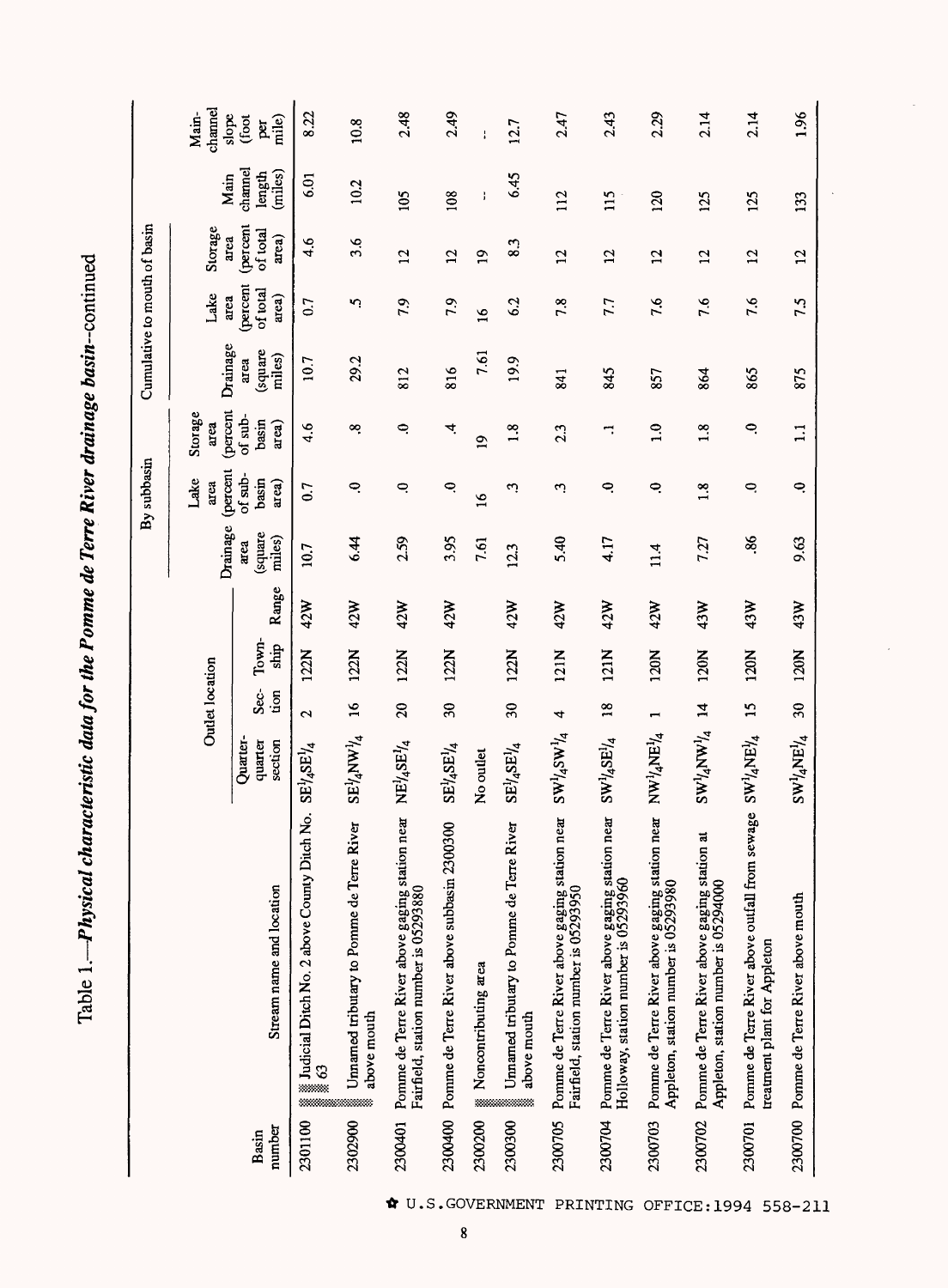Table 1.—*Physical characteristic data for the Pomme de Terre River drainage basin*—continued

| Basin number | Stream name and location | Outlet location | | | | By subbasin | | | Cumulative to mouth of basin | | | | |
|---|---|---|---|---|---|---|---|---|---|---|---|---|---|
| | | Quarter-quarter section | Section | Township | Range | Drainage area (square miles) | Lake area (percent of subbasin area) | Storage area (percent of subbasin area) | Drainage area (square miles) | Lake area (percent of total area) | Storage area (percent of total area) | Main channel length (miles) | Main-channel slope (foot per mile) |
| 2301100 | Judicial Ditch No. 2 above County Ditch No. 63 | SE¼SE¼ | 2 | 122N | 42W | 10.7 | 0.7 | 4.6 | 10.7 | 0.7 | 4.6 | 6.01 | 8.22 |
| 2302900 | Unnamed tributary to Pomme de Terre River above mouth | SE¼NW¼ | 16 | 122N | 42W | 6.44 | .0 | .8 | 29.2 | .5 | 3.6 | 10.2 | 10.8 |
| 2300401 | Pomme de Terre River above gaging station near Fairfield, station number is 05293880 | NE¼SE¼ | 20 | 122N | 42W | 2.59 | .0 | .0 | 812 | 7.9 | 12 | 105 | 2.48 |
| 2300400 | Pomme de Terre River above subbasin 2300300 | SE¼SE¼ | 30 | 122N | 42W | 3.95 | .0 | .4 | 816 | 7.9 | 12 | 108 | 2.49 |
| 2300200 | Noncontributing area | No outlet | | | | 7.61 | 16 | 19 | 7.61 | 16 | 19 | -- | -- |
| 2300300 | Unnamed tributary to Pomme de Terre River above mouth | SE¼SE¼ | 30 | 122N | 42W | 12.3 | .3 | 1.8 | 19.9 | 6.2 | 8.3 | 6.45 | 12.7 |
| 2300705 | Pomme de Terre River above gaging station near Fairfield, station number is 05293950 | SW¼SW¼ | 4 | 121N | 42W | 5.40 | .3 | 2.3 | 841 | 7.8 | 12 | 112 | 2.47 |
| 2300704 | Pomme de Terre River above gaging station near Holloway, station number is 05293960 | SW¼SE¼ | 18 | 121N | 42W | 4.17 | .0 | .1 | 845 | 7.7 | 12 | 115 | 2.43 |
| 2300703 | Pomme de Terre River above gaging station near Appleton, station number is 05293980 | NW¼NE¼ | 1 | 120N | 42W | 11.4 | .0 | 1.0 | 857 | 7.6 | 12 | 120 | 2.29 |
| 2300702 | Pomme de Terre River above gaging station at Appleton, station number is 05294000 | SW¼NW¼ | 14 | 120N | 43W | 7.27 | 1.8 | 1.8 | 864 | 7.6 | 12 | 125 | 2.14 |
| 2300701 | Pomme de Terre River above outfall from sewage treatment plant for Appleton | SW¼NE¼ | 15 | 120N | 43W | .86 | .0 | .0 | 865 | 7.6 | 12 | 125 | 2.14 |
| 2300700 | Pomme de Terre River above mouth | SW¼NE¼ | 30 | 120N | 43W | 9.63 | .0 | 1.1 | 875 | 7.5 | 12 | 133 | 1.96 |

U.S. GOVERNMENT PRINTING OFFICE: 1994 558-211